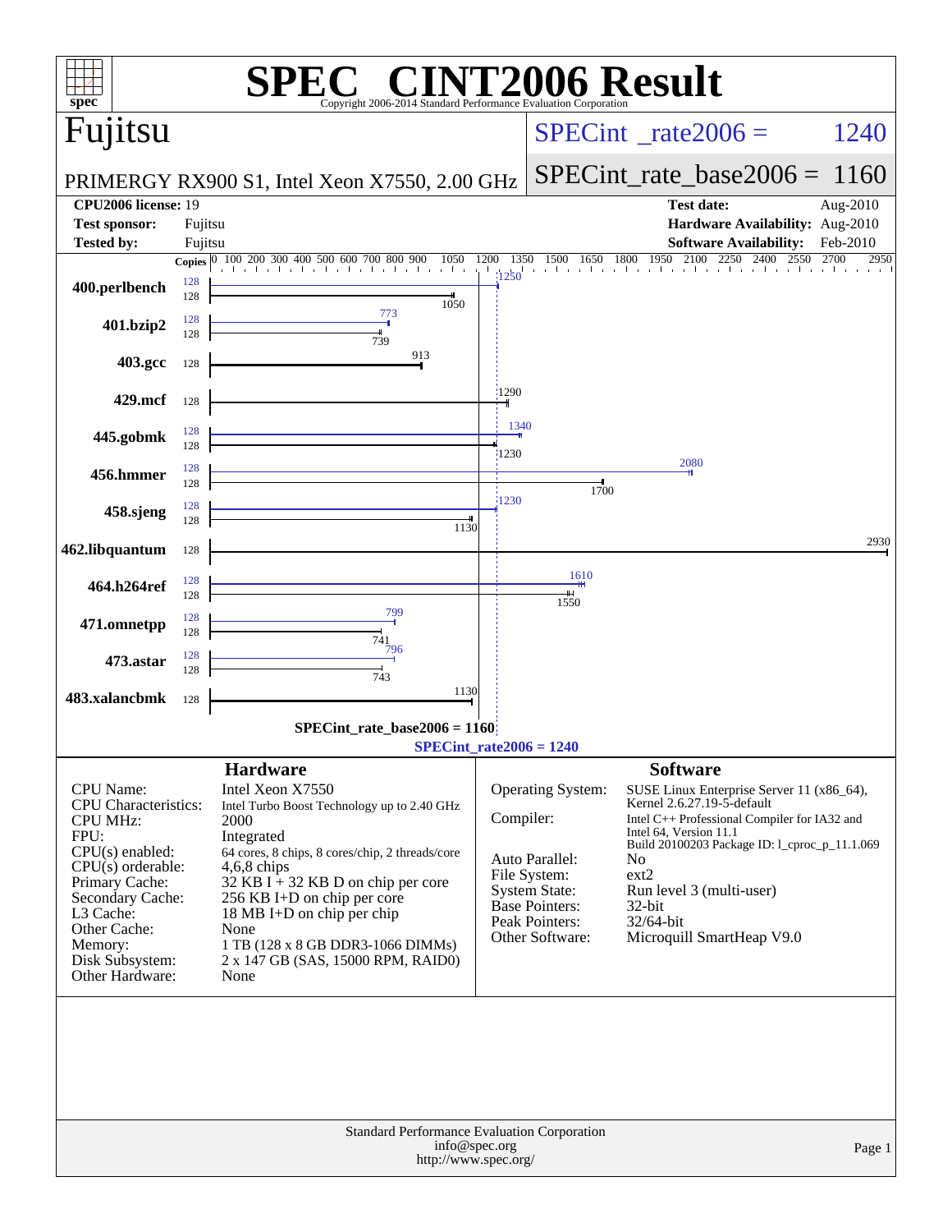# SPEC CINT2006 Result

Copyright 2006-2014 Standard Performance Evaluation Corporation

## Fujitsu

PRIMERGY RX900 S1, Intel Xeon X7550, 2.00 GHz

SPECint_rate2006 = 1240

SPECint_rate_base2006 = 1160

| | | | |
|---|---|---|---|
| **CPU2006 license:** | 19 | **Test date:** | Aug-2010 |
| **Test sponsor:** | Fujitsu | **Hardware Availability:** | Aug-2010 |
| **Tested by:** | Fujitsu | **Software Availability:** | Feb-2010 |

| Benchmark | Copies (peak) | Peak | Copies (base) | Base |
|---|---|---|---|---|
| 400.perlbench | 128 | 1250 | 128 | 1050 |
| 401.bzip2 | 128 | 773 | 128 | 739 |
| 403.gcc | | | 128 | 913 |
| 429.mcf | | | 128 | 1290 |
| 445.gobmk | 128 | 1340 | 128 | 1230 |
| 456.hmmer | 128 | 2080 | 128 | 1700 |
| 458.sjeng | 128 | 1230 | 128 | 1130 |
| 462.libquantum | | | 128 | 2930 |
| 464.h264ref | 128 | 1610 | 128 | 1550 |
| 471.omnetpp | 128 | 799 | 128 | 741 |
| 473.astar | 128 | 796 | 128 | 743 |
| 483.xalancbmk | | | 128 | 1130 |

SPECint_rate_base2006 = 1160

SPECint_rate2006 = 1240

### Hardware

| | |
|---|---|
| CPU Name: | Intel Xeon X7550 |
| CPU Characteristics: | Intel Turbo Boost Technology up to 2.40 GHz |
| CPU MHz: | 2000 |
| FPU: | Integrated |
| CPU(s) enabled: | 64 cores, 8 chips, 8 cores/chip, 2 threads/core |
| CPU(s) orderable: | 4,6,8 chips |
| Primary Cache: | 32 KB I + 32 KB D on chip per core |
| Secondary Cache: | 256 KB I+D on chip per core |
| L3 Cache: | 18 MB I+D on chip per chip |
| Other Cache: | None |
| Memory: | 1 TB (128 x 8 GB DDR3-1066 DIMMs) |
| Disk Subsystem: | 2 x 147 GB (SAS, 15000 RPM, RAID0) |
| Other Hardware: | None |

### Software

| | |
|---|---|
| Operating System: | SUSE Linux Enterprise Server 11 (x86_64), Kernel 2.6.27.19-5-default |
| Compiler: | Intel C++ Professional Compiler for IA32 and Intel 64, Version 11.1 Build 20100203 Package ID: l_cproc_p_11.1.069 |
| Auto Parallel: | No |
| File System: | ext2 |
| System State: | Run level 3 (multi-user) |
| Base Pointers: | 32-bit |
| Peak Pointers: | 32/64-bit |
| Other Software: | Microquill SmartHeap V9.0 |

Standard Performance Evaluation Corporation
info@spec.org
http://www.spec.org/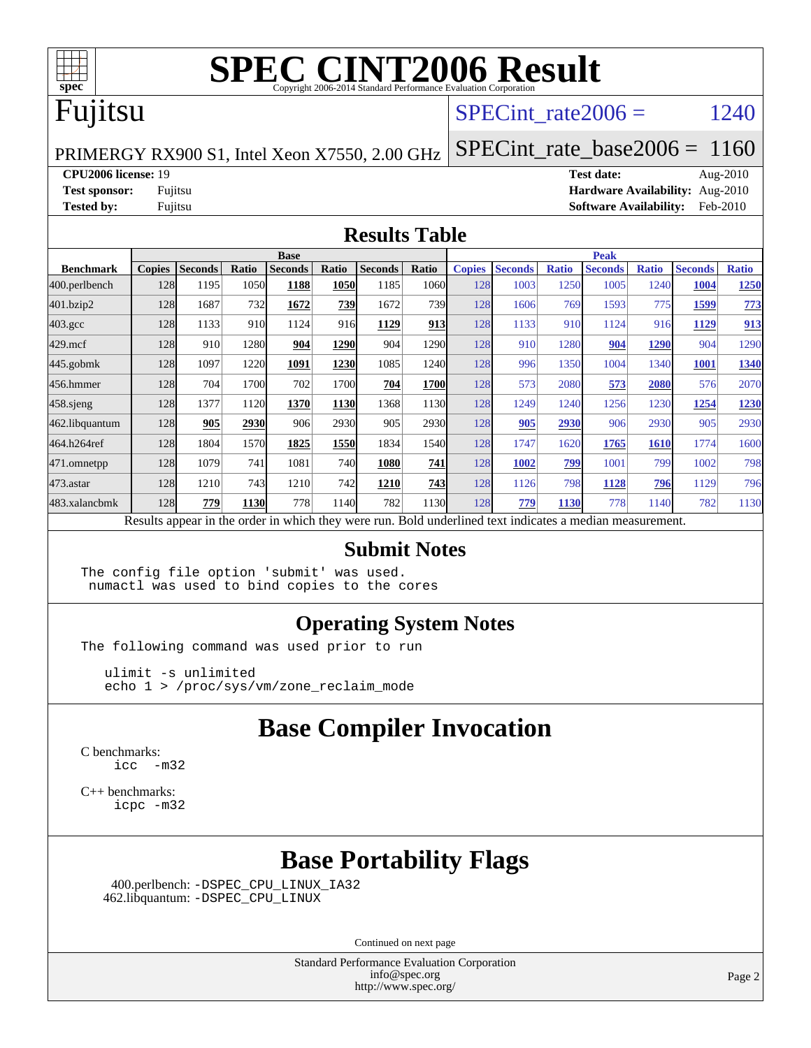# SPEC CINT2006 Result

Copyright 2006-2014 Standard Performance Evaluation Corporation

# Fujitsu

PRIMERGY RX900 S1, Intel Xeon X7550, 2.00 GHz

SPECint_rate2006 = 1240

SPECint_rate_base2006 = 1160

**CPU2006 license:** 19
**Test sponsor:** Fujitsu
**Tested by:** Fujitsu

**Test date:** Aug-2010
**Hardware Availability:** Aug-2010
**Software Availability:** Feb-2010

## Results Table

| Benchmark | Base | | | | | | | Peak | | | | | | |
|---|---|---|---|---|---|---|---|---|---|---|---|---|---|---|
| | Copies | Seconds | Ratio | Seconds | Ratio | Seconds | Ratio | Copies | Seconds | Ratio | Seconds | Ratio | Seconds | Ratio |
| 400.perlbench | 128 | 1195 | 1050 | **1188** | **1050** | 1185 | 1060 | 128 | 1003 | 1250 | 1005 | 1240 | **1004** | **1250** |
| 401.bzip2 | 128 | 1687 | 732 | **1672** | **739** | 1672 | 739 | 128 | 1606 | 769 | 1593 | 775 | **1599** | **773** |
| 403.gcc | 128 | 1133 | 910 | 1124 | 916 | **1129** | **913** | 128 | 1133 | 910 | 1124 | 916 | **1129** | **913** |
| 429.mcf | 128 | 910 | 1280 | **904** | **1290** | 904 | 1290 | 128 | 910 | 1280 | **904** | **1290** | 904 | 1290 |
| 445.gobmk | 128 | 1097 | 1220 | **1091** | **1230** | 1085 | 1240 | 128 | 996 | 1350 | 1004 | 1340 | **1001** | **1340** |
| 456.hmmer | 128 | 704 | 1700 | 702 | 1700 | **704** | **1700** | 128 | 573 | 2080 | **573** | **2080** | 576 | 2070 |
| 458.sjeng | 128 | 1377 | 1120 | **1370** | **1130** | 1368 | 1130 | 128 | 1249 | 1240 | 1256 | 1230 | **1254** | **1230** |
| 462.libquantum | 128 | **905** | **2930** | 906 | 2930 | 905 | 2930 | 128 | **905** | **2930** | 906 | 2930 | 905 | 2930 |
| 464.h264ref | 128 | 1804 | 1570 | **1825** | **1550** | 1834 | 1540 | 128 | 1747 | 1620 | **1765** | **1610** | 1774 | 1600 |
| 471.omnetpp | 128 | 1079 | 741 | 1081 | 740 | **1080** | **741** | 128 | **1002** | **799** | 1001 | 799 | 1002 | 798 |
| 473.astar | 128 | 1210 | 743 | 1210 | 742 | **1210** | **743** | 128 | 1126 | 798 | **1128** | **796** | 1129 | 796 |
| 483.xalancbmk | 128 | **779** | **1130** | 778 | 1140 | 782 | 1130 | 128 | **779** | **1130** | 778 | 1140 | 782 | 1130 |

Results appear in the order in which they were run. Bold underlined text indicates a median measurement.

## Submit Notes

```
The config file option 'submit' was used.
 numactl was used to bind copies to the cores
```

## Operating System Notes

```
The following command was used prior to run

   ulimit -s unlimited
   echo 1 > /proc/sys/vm/zone_reclaim_mode
```

## Base Compiler Invocation

C benchmarks:
```
icc  -m32
```

C++ benchmarks:
```
icpc -m32
```

## Base Portability Flags

400.perlbench: `-DSPEC_CPU_LINUX_IA32`
462.libquantum: `-DSPEC_CPU_LINUX`

Continued on next page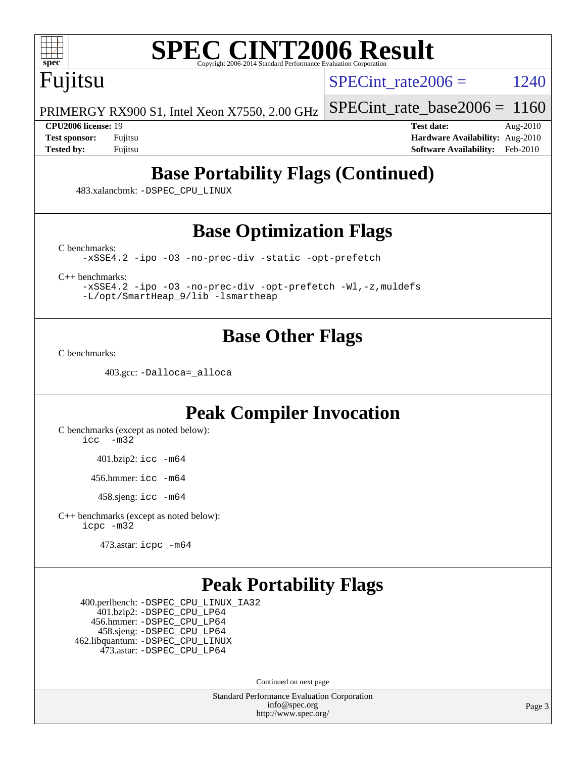# SPEC CINT2006 Result

Copyright 2006-2014 Standard Performance Evaluation Corporation

## Fujitsu

PRIMERGY RX900 S1, Intel Xeon X7550, 2.00 GHz

SPECint_rate2006 = 1240

SPECint_rate_base2006 = 1160

**CPU2006 license:** 19
**Test sponsor:** Fujitsu
**Tested by:** Fujitsu

**Test date:** Aug-2010
**Hardware Availability:** Aug-2010
**Software Availability:** Feb-2010

## Base Portability Flags (Continued)

483.xalancbmk: -DSPEC_CPU_LINUX

## Base Optimization Flags

C benchmarks:

-xSSE4.2 -ipo -O3 -no-prec-div -static -opt-prefetch

C++ benchmarks:

-xSSE4.2 -ipo -O3 -no-prec-div -opt-prefetch -Wl,-z,muldefs
-L/opt/SmartHeap_9/lib -lsmartheap

## Base Other Flags

C benchmarks:

403.gcc: -Dalloca=_alloca

## Peak Compiler Invocation

C benchmarks (except as noted below):

icc -m32

401.bzip2: icc -m64

456.hmmer: icc -m64

458.sjeng: icc -m64

C++ benchmarks (except as noted below):

icpc -m32

473.astar: icpc -m64

## Peak Portability Flags

400.perlbench: -DSPEC_CPU_LINUX_IA32
401.bzip2: -DSPEC_CPU_LP64
456.hmmer: -DSPEC_CPU_LP64
458.sjeng: -DSPEC_CPU_LP64
462.libquantum: -DSPEC_CPU_LINUX
473.astar: -DSPEC_CPU_LP64

Continued on next page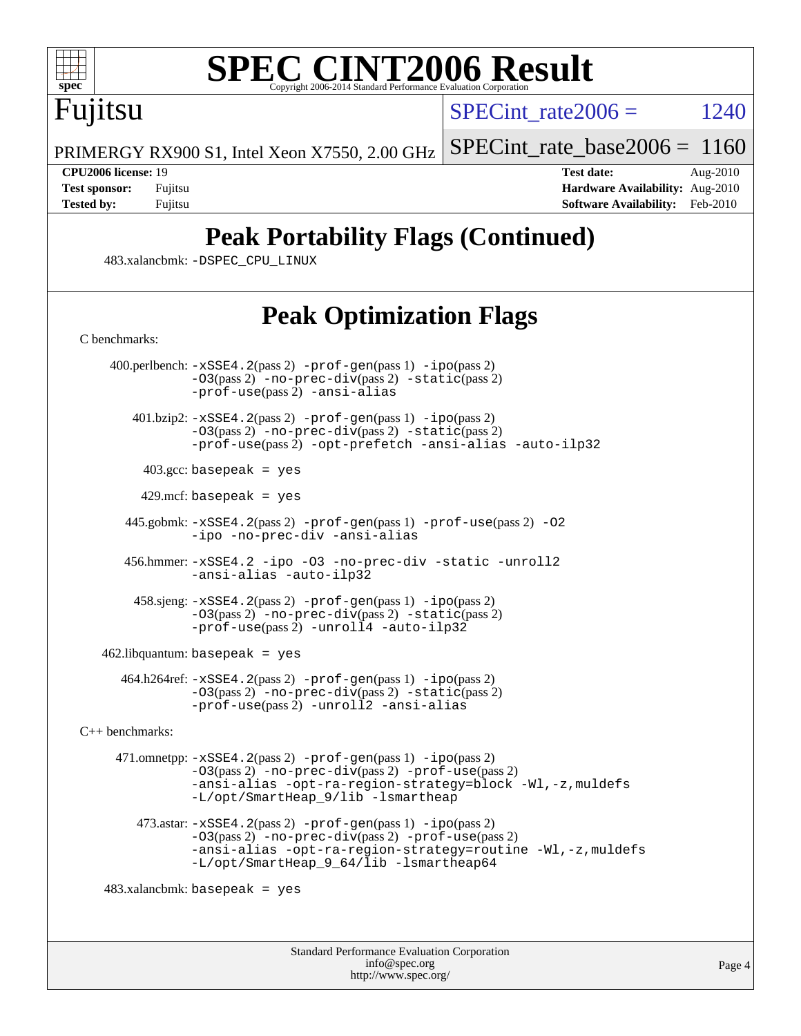# SPEC CINT2006 Result

Copyright 2006-2014 Standard Performance Evaluation Corporation

## Fujitsu

PRIMERGY RX900 S1, Intel Xeon X7550, 2.00 GHz

SPECint_rate2006 = 1240

SPECint_rate_base2006 = 1160

| | | | |
|---|---|---|---|
| **CPU2006 license:** 19 | | **Test date:** | Aug-2010 |
| **Test sponsor:** | Fujitsu | **Hardware Availability:** | Aug-2010 |
| **Tested by:** | Fujitsu | **Software Availability:** | Feb-2010 |

## Peak Portability Flags (Continued)

483.xalancbmk: -DSPEC_CPU_LINUX

## Peak Optimization Flags

C benchmarks:

400.perlbench: -xSSE4.2(pass 2) -prof-gen(pass 1) -ipo(pass 2) -O3(pass 2) -no-prec-div(pass 2) -static(pass 2) -prof-use(pass 2) -ansi-alias

401.bzip2: -xSSE4.2(pass 2) -prof-gen(pass 1) -ipo(pass 2) -O3(pass 2) -no-prec-div(pass 2) -static(pass 2) -prof-use(pass 2) -opt-prefetch -ansi-alias -auto-ilp32

403.gcc: basepeak = yes

429.mcf: basepeak = yes

445.gobmk: -xSSE4.2(pass 2) -prof-gen(pass 1) -prof-use(pass 2) -O2 -ipo -no-prec-div -ansi-alias

456.hmmer: -xSSE4.2 -ipo -O3 -no-prec-div -static -unroll2 -ansi-alias -auto-ilp32

458.sjeng: -xSSE4.2(pass 2) -prof-gen(pass 1) -ipo(pass 2) -O3(pass 2) -no-prec-div(pass 2) -static(pass 2) -prof-use(pass 2) -unroll4 -auto-ilp32

462.libquantum: basepeak = yes

464.h264ref: -xSSE4.2(pass 2) -prof-gen(pass 1) -ipo(pass 2) -O3(pass 2) -no-prec-div(pass 2) -static(pass 2) -prof-use(pass 2) -unroll2 -ansi-alias

C++ benchmarks:

471.omnetpp: -xSSE4.2(pass 2) -prof-gen(pass 1) -ipo(pass 2) -O3(pass 2) -no-prec-div(pass 2) -prof-use(pass 2) -ansi-alias -opt-ra-region-strategy=block -Wl,-z,muldefs -L/opt/SmartHeap_9/lib -lsmartheap

473.astar: -xSSE4.2(pass 2) -prof-gen(pass 1) -ipo(pass 2) -O3(pass 2) -no-prec-div(pass 2) -prof-use(pass 2) -ansi-alias -opt-ra-region-strategy=routine -Wl,-z,muldefs -L/opt/SmartHeap_9_64/lib -lsmartheap64

483.xalancbmk: basepeak = yes

Standard Performance Evaluation Corporation
info@spec.org
http://www.spec.org/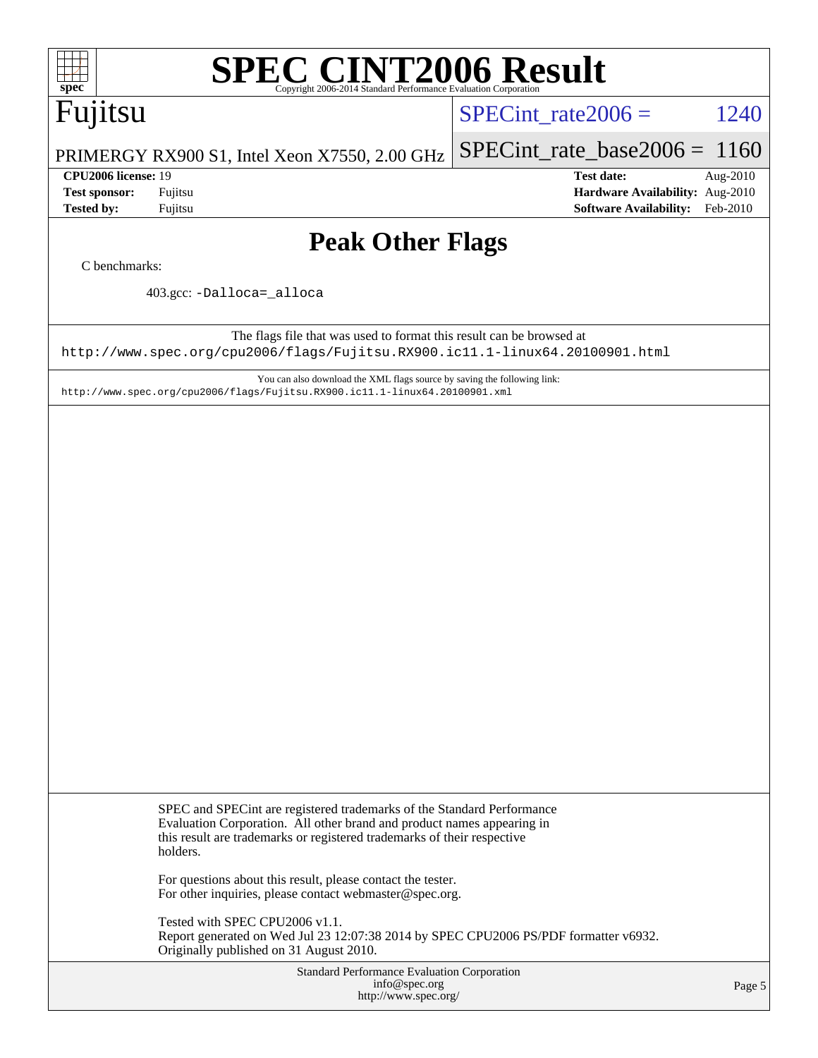# Peak Other Flags

C benchmarks:

403.gcc: -Dalloca=_alloca

The flags file that was used to format this result can be browsed at
http://www.spec.org/cpu2006/flags/Fujitsu.RX900.ic11.1-linux64.20100901.html

You can also download the XML flags source by saving the following link:
http://www.spec.org/cpu2006/flags/Fujitsu.RX900.ic11.1-linux64.20100901.xml

SPEC and SPECint are registered trademarks of the Standard Performance Evaluation Corporation. All other brand and product names appearing in this result are trademarks or registered trademarks of their respective holders.

For questions about this result, please contact the tester.
For other inquiries, please contact webmaster@spec.org.

Tested with SPEC CPU2006 v1.1.
Report generated on Wed Jul 23 12:07:38 2014 by SPEC CPU2006 PS/PDF formatter v6932.
Originally published on 31 August 2010.